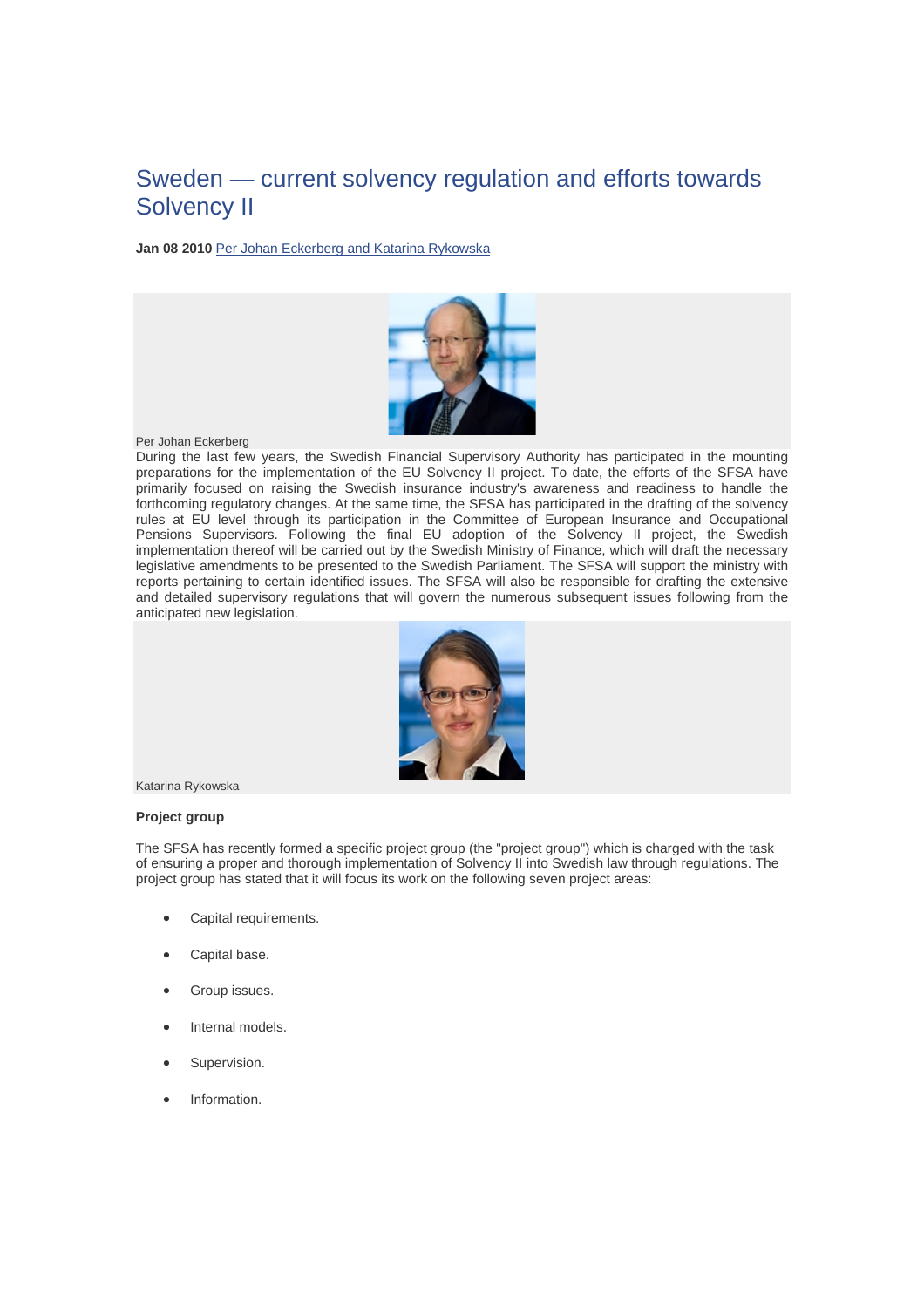# Sweden — current solvency regulation and efforts towards Solvency II

**Jan 08 2010** Per Johan Eckerberg and Katarina Rykowska

Per Johan Eckerberg

During the last few years, the Swedish Financial Supervisory Authority has participated in the mounting preparations for the implementation of the EU Solvency II project. To date, the efforts of the SFSA have primarily focused on raising the Swedish insurance industry's awareness and readiness to handle the forthcoming regulatory changes. At the same time, the SFSA has participated in the drafting of the solvency rules at EU level through its participation in the Committee of European Insurance and Occupational Pensions Supervisors. Following the final EU adoption of the Solvency II project, the Swedish implementation thereof will be carried out by the Swedish Ministry of Finance, which will draft the necessary legislative amendments to be presented to the Swedish Parliament. The SFSA will support the ministry with reports pertaining to certain identified issues. The SFSA will also be responsible for drafting the extensive and detailed supervisory regulations that will govern the numerous subsequent issues following from the anticipated new legislation.

Katarina Rykowska

**Project group**

The SFSA has recently formed a specific project group (the "project group") which is charged with the task of ensuring a proper and thorough implementation of Solvency II into Swedish law through regulations. The project group has stated that it will focus its work on the following seven project areas:

- Capital requirements.
- Capital base.
- Group issues.
- Internal models.
- Supervision.
- Information.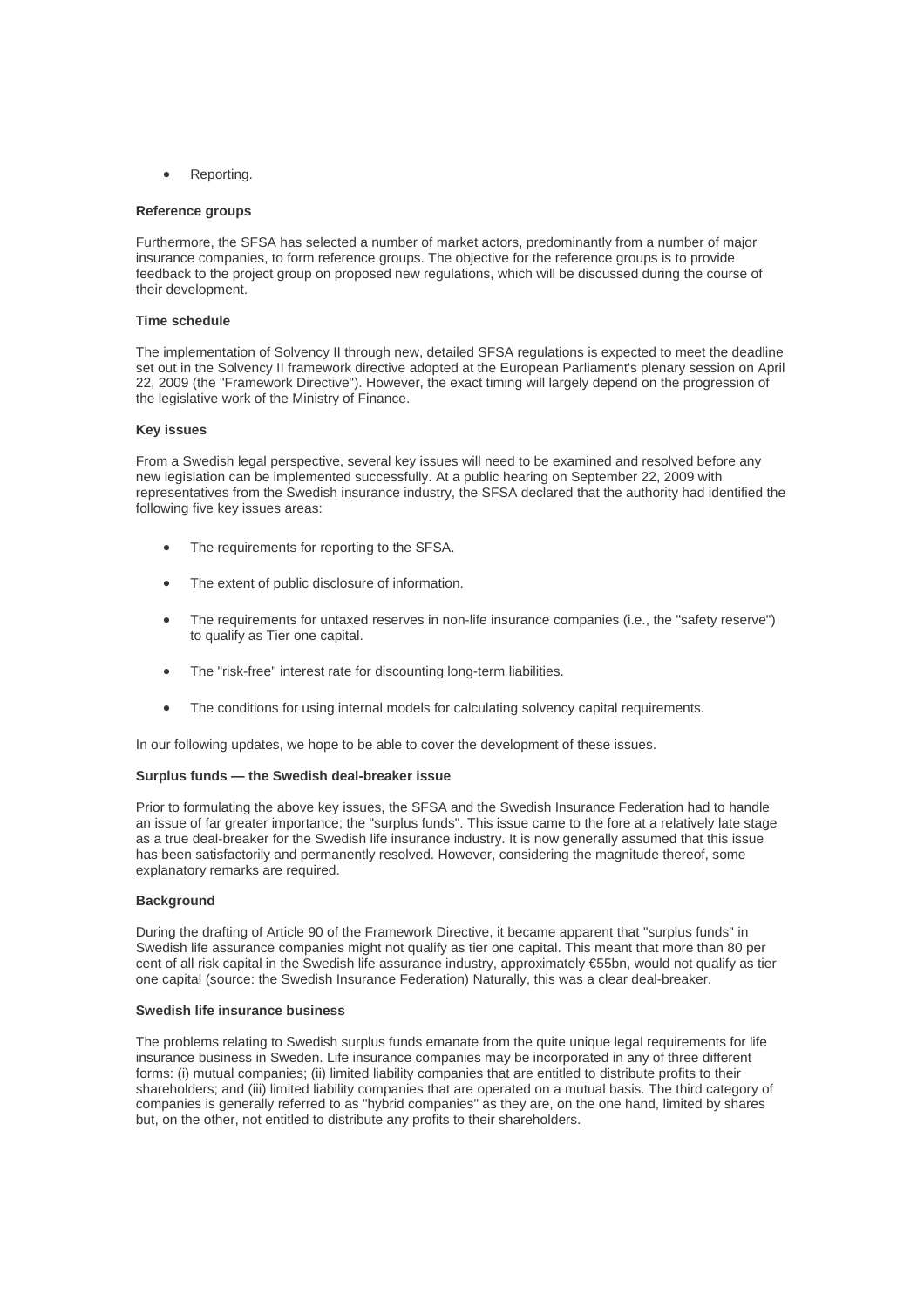- Reporting.

**Reference groups**

Furthermore, the SFSA has selected a number of market actors, predominantly from a number of major insurance companies, to form reference groups. The objective for the reference groups is to provide feedback to the project group on proposed new regulations, which will be discussed during the course of their development.

**Time schedule**

The implementation of Solvency II through new, detailed SFSA regulations is expected to meet the deadline set out in the Solvency II framework directive adopted at the European Parliament's plenary session on April 22, 2009 (the "Framework Directive"). However, the exact timing will largely depend on the progression of the legislative work of the Ministry of Finance.

**Key issues**

From a Swedish legal perspective, several key issues will need to be examined and resolved before any new legislation can be implemented successfully. At a public hearing on September 22, 2009 with representatives from the Swedish insurance industry, the SFSA declared that the authority had identified the following five key issues areas:

- The requirements for reporting to the SFSA.
- The extent of public disclosure of information.
- The requirements for untaxed reserves in non-life insurance companies (i.e., the "safety reserve") to qualify as Tier one capital.
- The "risk-free" interest rate for discounting long-term liabilities.
- The conditions for using internal models for calculating solvency capital requirements.

In our following updates, we hope to be able to cover the development of these issues.

**Surplus funds — the Swedish deal-breaker issue**

Prior to formulating the above key issues, the SFSA and the Swedish Insurance Federation had to handle an issue of far greater importance; the "surplus funds". This issue came to the fore at a relatively late stage as a true deal-breaker for the Swedish life insurance industry. It is now generally assumed that this issue has been satisfactorily and permanently resolved. However, considering the magnitude thereof, some explanatory remarks are required.

**Background**

During the drafting of Article 90 of the Framework Directive, it became apparent that "surplus funds" in Swedish life assurance companies might not qualify as tier one capital. This meant that more than 80 per cent of all risk capital in the Swedish life assurance industry, approximately €55bn, would not qualify as tier one capital (source: the Swedish Insurance Federation) Naturally, this was a clear deal-breaker.

**Swedish life insurance business**

The problems relating to Swedish surplus funds emanate from the quite unique legal requirements for life insurance business in Sweden. Life insurance companies may be incorporated in any of three different forms: (i) mutual companies; (ii) limited liability companies that are entitled to distribute profits to their shareholders; and (iii) limited liability companies that are operated on a mutual basis. The third category of companies is generally referred to as "hybrid companies" as they are, on the one hand, limited by shares but, on the other, not entitled to distribute any profits to their shareholders.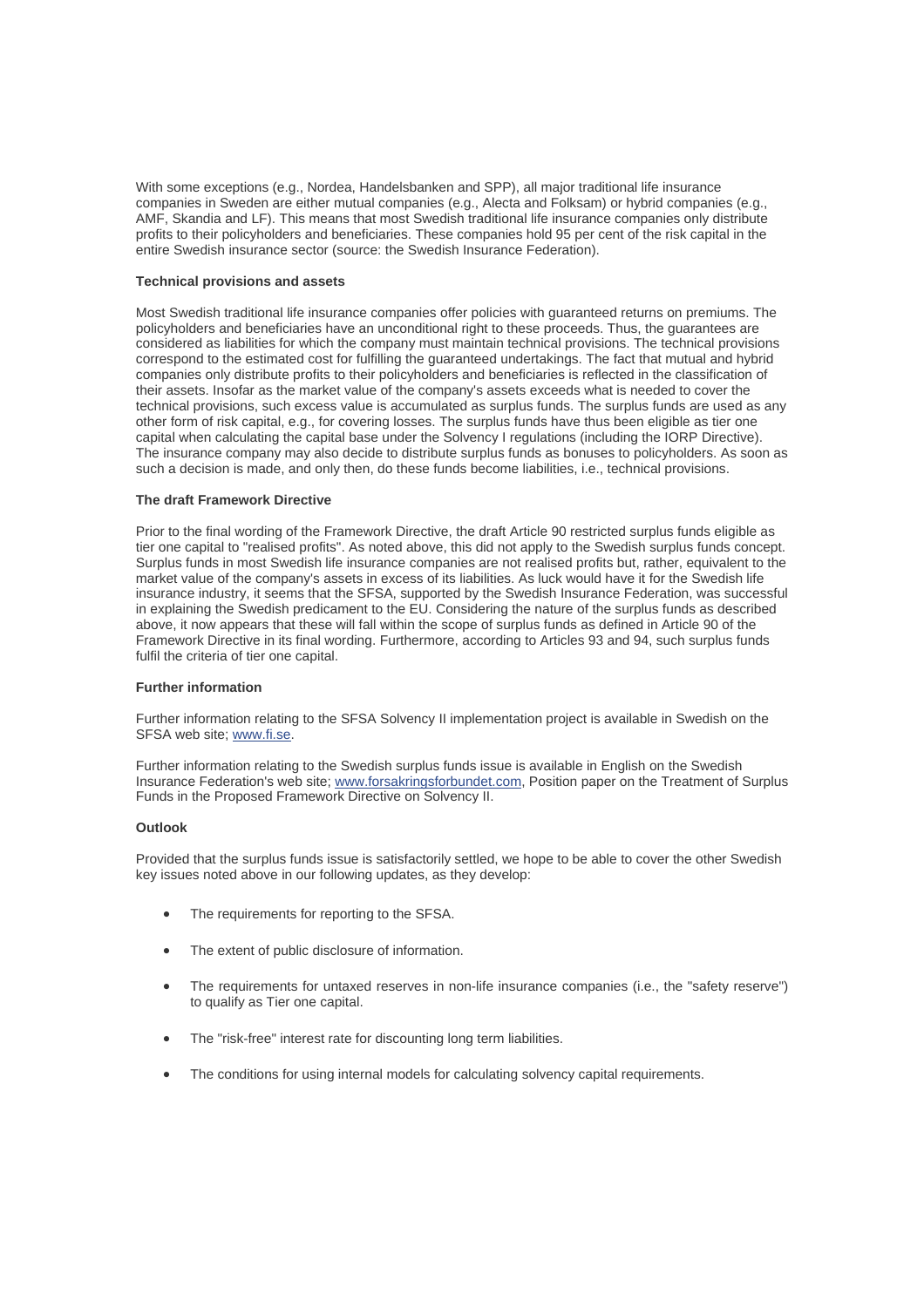With some exceptions (e.g., Nordea, Handelsbanken and SPP), all major traditional life insurance companies in Sweden are either mutual companies (e.g., Alecta and Folksam) or hybrid companies (e.g., AMF, Skandia and LF). This means that most Swedish traditional life insurance companies only distribute profits to their policyholders and beneficiaries. These companies hold 95 per cent of the risk capital in the entire Swedish insurance sector (source: the Swedish Insurance Federation).

**Technical provisions and assets**

Most Swedish traditional life insurance companies offer policies with guaranteed returns on premiums. The policyholders and beneficiaries have an unconditional right to these proceeds. Thus, the guarantees are considered as liabilities for which the company must maintain technical provisions. The technical provisions correspond to the estimated cost for fulfilling the guaranteed undertakings. The fact that mutual and hybrid companies only distribute profits to their policyholders and beneficiaries is reflected in the classification of their assets. Insofar as the market value of the company's assets exceeds what is needed to cover the technical provisions, such excess value is accumulated as surplus funds. The surplus funds are used as any other form of risk capital, e.g., for covering losses. The surplus funds have thus been eligible as tier one capital when calculating the capital base under the Solvency I regulations (including the IORP Directive). The insurance company may also decide to distribute surplus funds as bonuses to policyholders. As soon as such a decision is made, and only then, do these funds become liabilities, i.e., technical provisions.

**The draft Framework Directive**

Prior to the final wording of the Framework Directive, the draft Article 90 restricted surplus funds eligible as tier one capital to "realised profits". As noted above, this did not apply to the Swedish surplus funds concept. Surplus funds in most Swedish life insurance companies are not realised profits but, rather, equivalent to the market value of the company's assets in excess of its liabilities. As luck would have it for the Swedish life insurance industry, it seems that the SFSA, supported by the Swedish Insurance Federation, was successful in explaining the Swedish predicament to the EU. Considering the nature of the surplus funds as described above, it now appears that these will fall within the scope of surplus funds as defined in Article 90 of the Framework Directive in its final wording. Furthermore, according to Articles 93 and 94, such surplus funds fulfil the criteria of tier one capital.

**Further information**

Further information relating to the SFSA Solvency II implementation project is available in Swedish on the SFSA web site; [www.fi.se](http://www.fi.se).

Further information relating to the Swedish surplus funds issue is available in English on the Swedish Insurance Federation's web site; [www.forsakringsforbundet.com](http://www.forsakringsforbundet.com), Position paper on the Treatment of Surplus Funds in the Proposed Framework Directive on Solvency II.

**Outlook**

Provided that the surplus funds issue is satisfactorily settled, we hope to be able to cover the other Swedish key issues noted above in our following updates, as they develop:

- The requirements for reporting to the SFSA.
- The extent of public disclosure of information.
- The requirements for untaxed reserves in non-life insurance companies (i.e., the "safety reserve") to qualify as Tier one capital.
- The "risk-free" interest rate for discounting long term liabilities.
- The conditions for using internal models for calculating solvency capital requirements.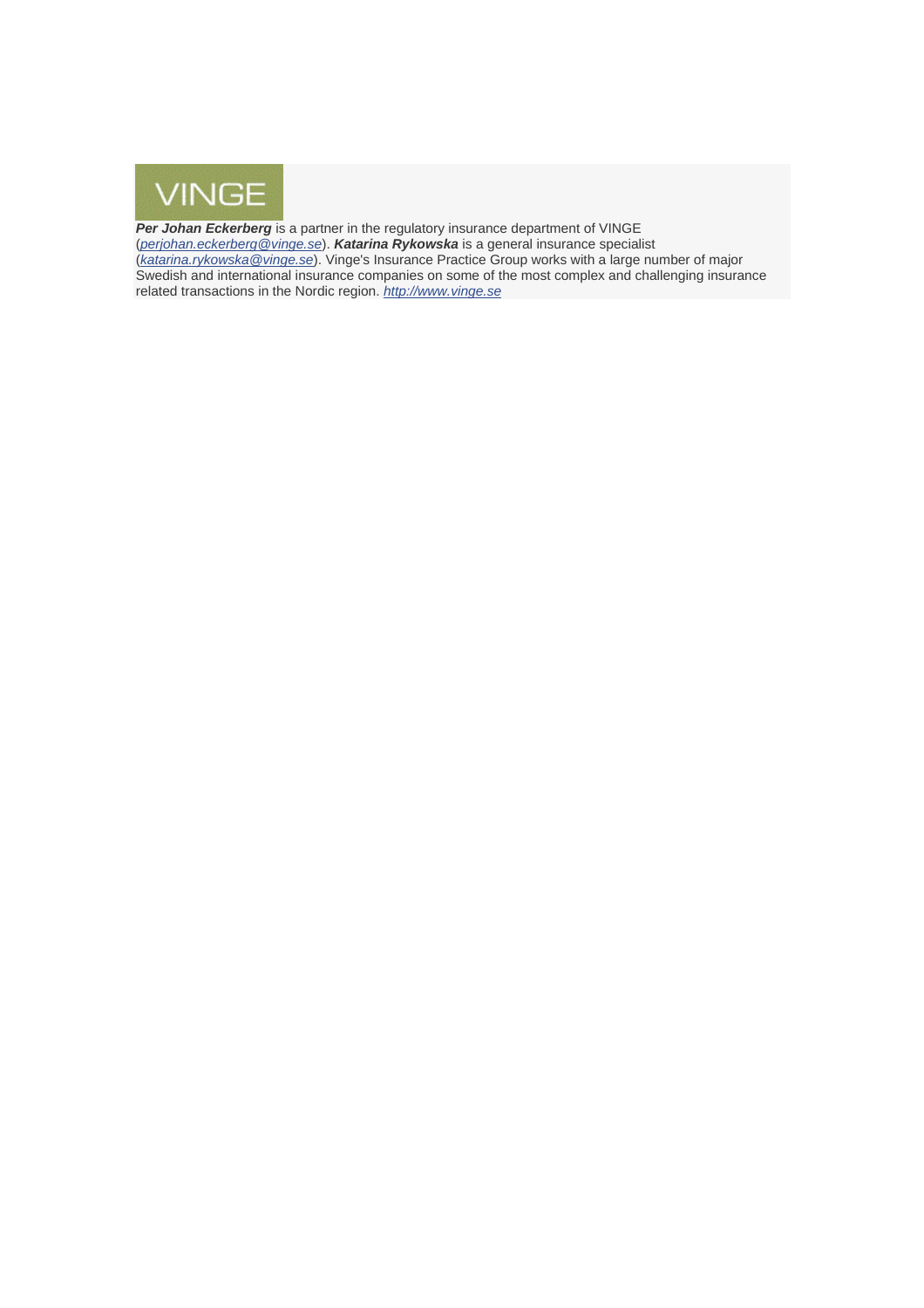VINGE

***Per Johan Eckerberg*** is a partner in the regulatory insurance department of VINGE (*perjohan.eckerberg@vinge.se*). ***Katarina Rykowska*** is a general insurance specialist (*katarina.rykowska@vinge.se*). Vinge's Insurance Practice Group works with a large number of major Swedish and international insurance companies on some of the most complex and challenging insurance related transactions in the Nordic region. *http://www.vinge.se*